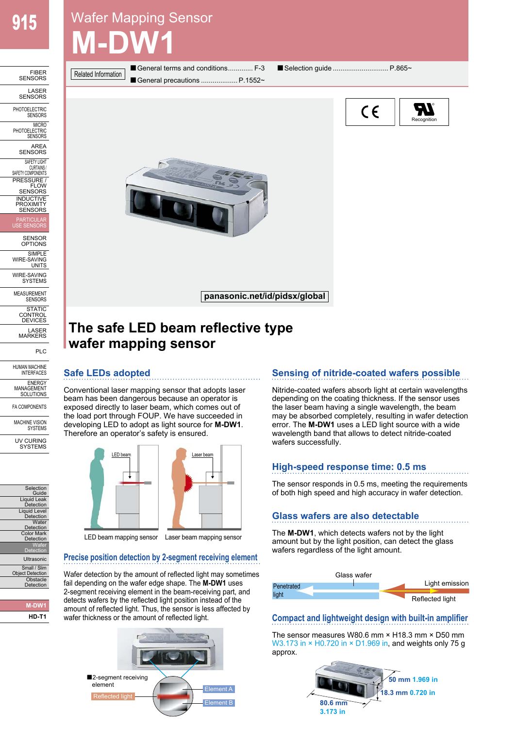# Wafer Mapping Sensor

# M-DW1

Related Information

- General terms and conditions............ F-3
- General precautions .................. P.1552~
- Selection guide ............................ P.865~

panasonic.net/id/pidsx/global

## The safe LED beam reflective type wafer mapping sensor

### Safe LEDs adopted

Conventional laser mapping sensor that adopts laser beam has been dangerous because an operator is exposed directly to laser beam, which comes out of the load port through FOUP. We have succeeded in developing LED to adopt as light source for **M-DW1**. Therefore an operator's safety is ensured.

LED beam — LED beam mapping sensor
Laser beam — Laser beam mapping sensor

### Precise position detection by 2-segment receiving element

Wafer detection by the amount of reflected light may sometimes fail depending on the wafer edge shape. The **M-DW1** uses 2-segment receiving element in the beam-receiving part, and detects wafers by the reflected light position instead of the amount of reflected light. Thus, the sensor is less affected by wafer thickness or the amount of reflected light.

■2-segment receiving element
Reflected light
Element A
Element B

### Sensing of nitride-coated wafers possible

Nitride-coated wafers absorb light at certain wavelengths depending on the coating thickness. If the sensor uses the laser beam having a single wavelength, the beam may be absorbed completely, resulting in wafer detection error. The **M-DW1** uses a LED light source with a wide wavelength band that allows to detect nitride-coated wafers successfully.

### High-speed response time: 0.5 ms

The sensor responds in 0.5 ms, meeting the requirements of both high speed and high accuracy in wafer detection.

### Glass wafers are also detectable

The **M-DW1**, which detects wafers not by the light amount but by the light position, can detect the glass wafers regardless of the light amount.

Glass wafer
Penetrated light
Light emission
Reflected light

### Compact and lightweight design with built-in amplifier

The sensor measures W80.6 mm × H18.3 mm × D50 mm W3.173 in × H0.720 in × D1.969 in, and weights only 75 g approx.

50 mm 1.969 in
18.3 mm 0.720 in
80.6 mm 3.173 in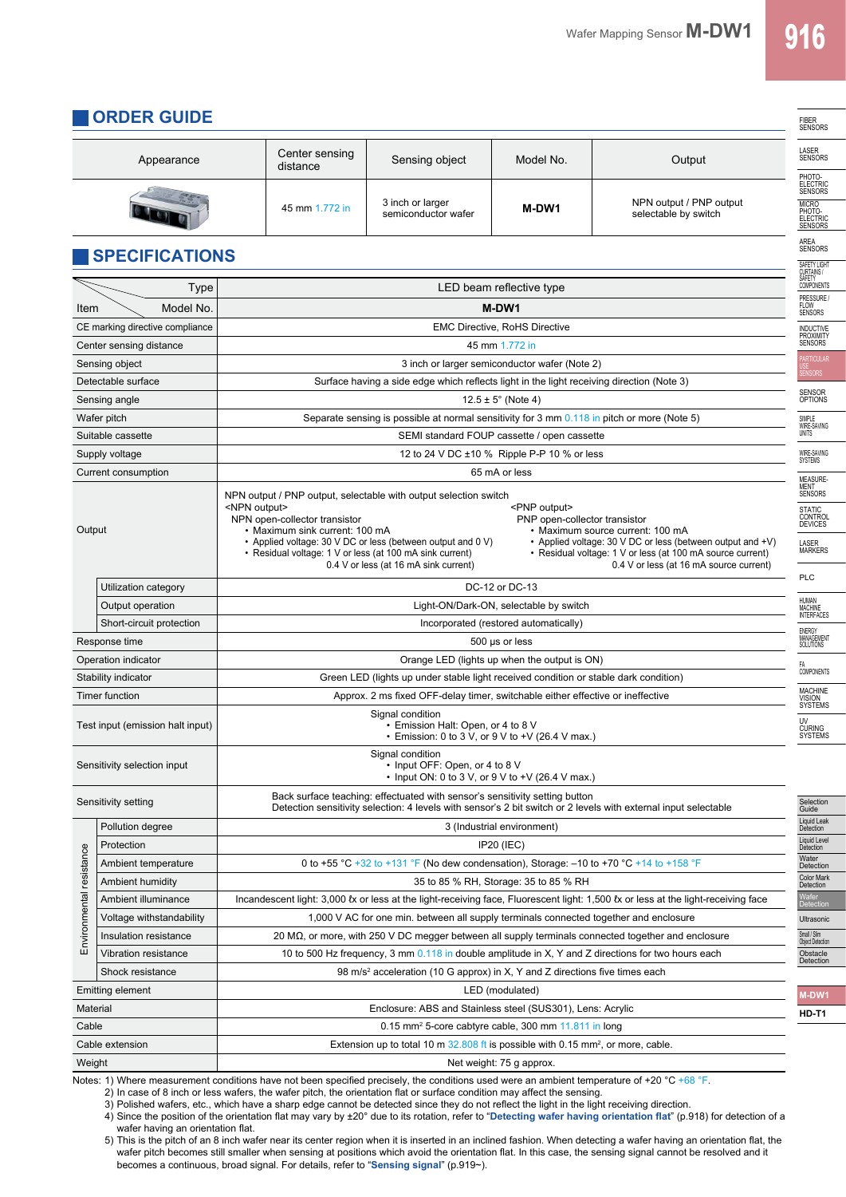## ORDER GUIDE

| Appearance | Center sensing distance | Sensing object | Model No. | Output |
|---|---|---|---|---|
| | 45 mm 1.772 in | 3 inch or larger semiconductor wafer | **M-DW1** | NPN output / PNP output selectable by switch |

## SPECIFICATIONS

| Item | | Type / Model No. |
|---|---|---|
| Type | | LED beam reflective type |
| Model No. | | **M-DW1** |
| CE marking directive compliance | | EMC Directive, RoHS Directive |
| Center sensing distance | | 45 mm 1.772 in |
| Sensing object | | 3 inch or larger semiconductor wafer (Note 2) |
| Detectable surface | | Surface having a side edge which reflects light in the light receiving direction (Note 3) |
| Sensing angle | | 12.5 ± 5° (Note 4) |
| Wafer pitch | | Separate sensing is possible at normal sensitivity for 3 mm 0.118 in pitch or more (Note 5) |
| Suitable cassette | | SEMI standard FOUP cassette / open cassette |
| Supply voltage | | 12 to 24 V DC ±10 % Ripple P-P 10 % or less |
| Current consumption | | 65 mA or less |
| Output | | NPN output / PNP output, selectable with output selection switch<br><NPN output><br>NPN open-collector transistor<br>• Maximum sink current: 100 mA<br>• Applied voltage: 30 V DC or less (between output and 0 V)<br>• Residual voltage: 1 V or less (at 100 mA sink current)<br>0.4 V or less (at 16 mA sink current)<br><PNP output><br>PNP open-collector transistor<br>• Maximum source current: 100 mA<br>• Applied voltage: 30 V DC or less (between output and +V)<br>• Residual voltage: 1 V or less (at 100 mA source current)<br>0.4 V or less (at 16 mA source current) |
| | Utilization category | DC-12 or DC-13 |
| | Output operation | Light-ON/Dark-ON, selectable by switch |
| | Short-circuit protection | Incorporated (restored automatically) |
| Response time | | 500 μs or less |
| Operation indicator | | Orange LED (lights up when the output is ON) |
| Stability indicator | | Green LED (lights up under stable light received condition or stable dark condition) |
| Timer function | | Approx. 2 ms fixed OFF-delay timer, switchable either effective or ineffective |
| Test input (emission halt input) | | Signal condition<br>• Emission Halt: Open, or 4 to 8 V<br>• Emission: 0 to 3 V, or 9 V to +V (26.4 V max.) |
| Sensitivity selection input | | Signal condition<br>• Input OFF: Open, or 4 to 8 V<br>• Input ON: 0 to 3 V, or 9 V to +V (26.4 V max.) |
| Sensitivity setting | | Back surface teaching: effectuated with sensor's sensitivity setting button<br>Detection sensitivity selection: 4 levels with sensor's 2 bit switch or 2 levels with external input selectable |
| Environmental resistance | Pollution degree | 3 (Industrial environment) |
| | Protection | IP20 (IEC) |
| | Ambient temperature | 0 to +55 °C +32 to +131 °F (No dew condensation), Storage: –10 to +70 °C +14 to +158 °F |
| | Ambient humidity | 35 to 85 % RH, Storage: 35 to 85 % RH |
| | Ambient illuminance | Incandescent light: 3,000 ℓx or less at the light-receiving face, Fluorescent light: 1,500 ℓx or less at the light-receiving face |
| | Voltage withstandability | 1,000 V AC for one min. between all supply terminals connected together and enclosure |
| | Insulation resistance | 20 MΩ, or more, with 250 V DC megger between all supply terminals connected together and enclosure |
| | Vibration resistance | 10 to 500 Hz frequency, 3 mm 0.118 in double amplitude in X, Y and Z directions for two hours each |
| | Shock resistance | 98 m/s² acceleration (10 G approx) in X, Y and Z directions five times each |
| Emitting element | | LED (modulated) |
| Material | | Enclosure: ABS and Stainless steel (SUS301), Lens: Acrylic |
| Cable | | 0.15 mm² 5-core cabtyre cable, 300 mm 11.811 in long |
| Cable extension | | Extension up to total 10 m 32.808 ft is possible with 0.15 mm², or more, cable. |
| Weight | | Net weight: 75 g approx. |

Notes: 1) Where measurement conditions have not been specified precisely, the conditions used were an ambient temperature of +20 °C +68 °F.
2) In case of 8 inch or less wafers, the wafer pitch, the orientation flat or surface condition may affect the sensing.
3) Polished wafers, etc., which have a sharp edge cannot be detected since they do not reflect the light in the light receiving direction.
4) Since the position of the orientation flat may vary by ±20° due to its rotation, refer to "**Detecting wafer having orientation flat**" (p.918) for detection of a wafer having an orientation flat.
5) This is the pitch of an 8 inch wafer near its center region when it is inserted in an inclined fashion. When detecting a wafer having an orientation flat, the wafer pitch becomes still smaller when sensing at positions which avoid the orientation flat. In this case, the sensing signal cannot be resolved and it becomes a continuous, broad signal. For details, refer to "**Sensing signal**" (p.919~).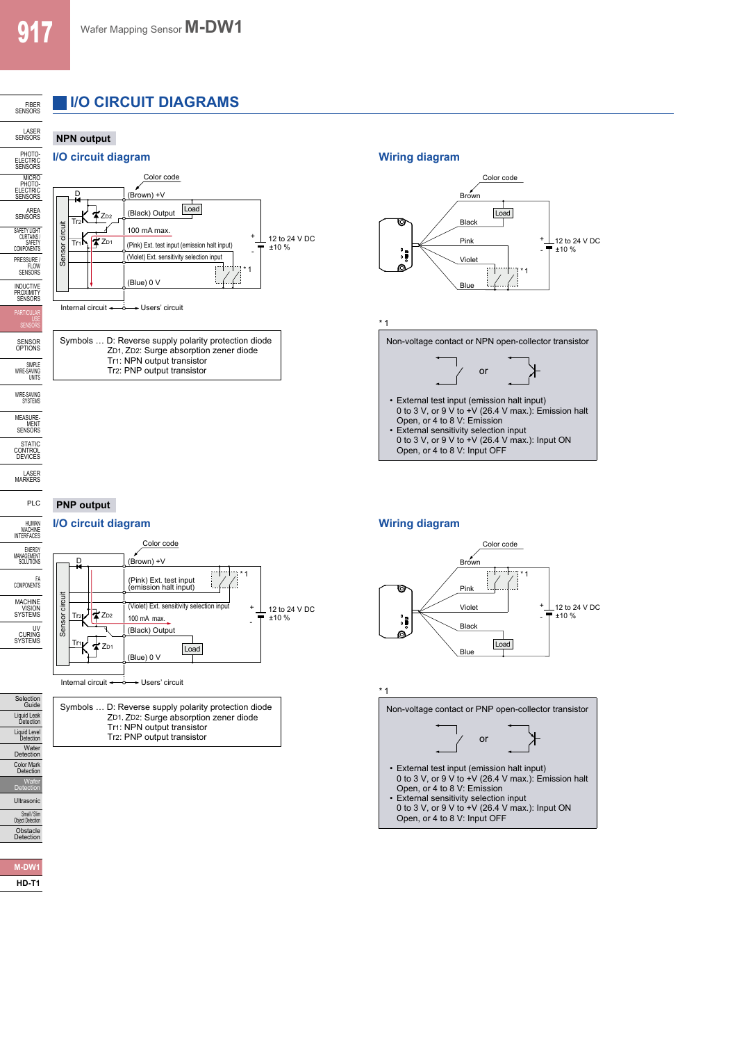# I/O CIRCUIT DIAGRAMS

## NPN output

### I/O circuit diagram

Color code

(Brown) +V

(Black) Output — Load

100 mA max.

(Pink) Ext. test input (emission halt input)

(Violet) Ext. sensitivity selection input

(Blue) 0 V

12 to 24 V DC ±10 %

Sensor circuit

Internal circuit ← → Users' circuit

Symbols … D: Reverse supply polarity protection diode
$Z_{D1}$, $Z_{D2}$: Surge absorption zener diode
$Tr_1$: NPN output transistor
$Tr_2$: PNP output transistor

### Wiring diagram

Color code

Brown, Black (Load), Pink, Violet, Blue

12 to 24 V DC ±10 %

*1

Non-voltage contact or NPN open-collector transistor

or

- External test input (emission halt input)
  0 to 3 V, or 9 V to +V (26.4 V max.): Emission halt
  Open, or 4 to 8 V: Emission
- External sensitivity selection input
  0 to 3 V, or 9 V to +V (26.4 V max.): Input ON
  Open, or 4 to 8 V: Input OFF

## PNP output

### I/O circuit diagram

Color code

(Brown) +V

(Pink) Ext. test input (emission halt input)

(Violet) Ext. sensitivity selection input

100 mA max.

(Black) Output — Load

(Blue) 0 V

12 to 24 V DC ±10 %

Sensor circuit

Internal circuit ← → Users' circuit

Symbols … D: Reverse supply polarity protection diode
$Z_{D1}$, $Z_{D2}$: Surge absorption zener diode
$Tr_1$: NPN output transistor
$Tr_2$: PNP output transistor

### Wiring diagram

Color code

Brown, Pink, Violet, Black (Load), Blue

12 to 24 V DC ±10 %

*1

Non-voltage contact or PNP open-collector transistor

or

- External test input (emission halt input)
  0 to 3 V, or 9 V to +V (26.4 V max.): Emission halt
  Open, or 4 to 8 V: Emission
- External sensitivity selection input
  0 to 3 V, or 9 V to +V (26.4 V max.): Input ON
  Open, or 4 to 8 V: Input OFF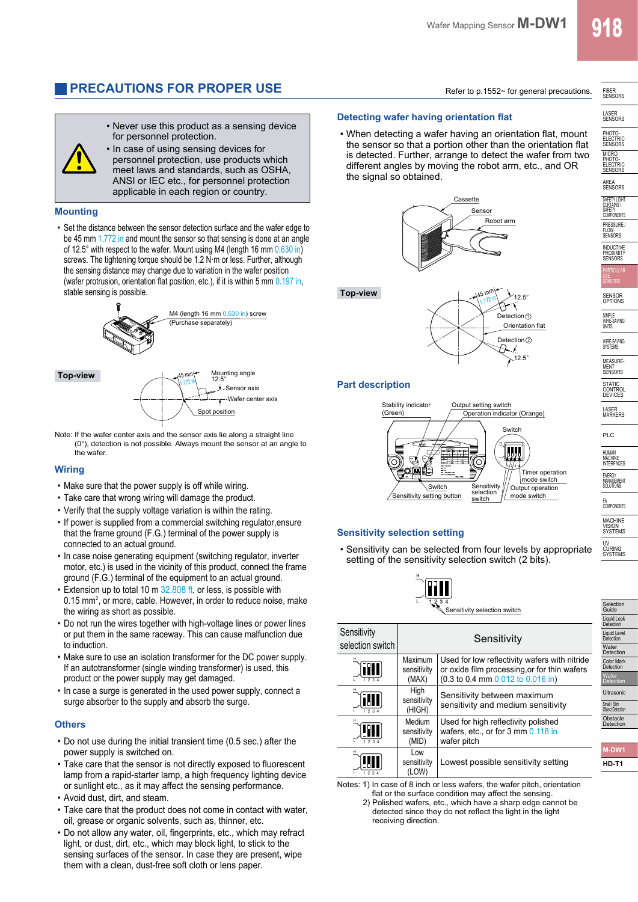## PRECAUTIONS FOR PROPER USE

Refer to p.1552~ for general precautions.

- Never use this product as a sensing device for personnel protection.
- In case of using sensing devices for personnel protection, use products which meet laws and standards, such as OSHA, ANSI or IEC etc., for personnel protection applicable in each region or country.

### Mounting

- Set the distance between the sensor detection surface and the wafer edge to be 45 mm 1.772 in and mount the sensor so that sensing is done at an angle of 12.5° with respect to the wafer. Mount using M4 (length 16 mm 0.630 in) screws. The tightening torque should be 1.2 N·m or less. Further, although the sensing distance may change due to variation in the wafer position (wafer protrusion, orientation flat position, etc.), if it is within 5 mm 0.197 in, stable sensing is possible.

M4 (length 16 mm 0.630 in) screw (Purchase separately)

**Top-view**

45 mm 1.772 in, Mounting angle 12.5°, Sensor axis, Wafer center axis, Spot position

Note: If the wafer center axis and the sensor axis lie along a straight line (0°), detection is not possible. Always mount the sensor at an angle to the wafer.

### Wiring

- Make sure that the power supply is off while wiring.
- Take care that wrong wiring will damage the product.
- Verify that the supply voltage variation is within the rating.
- If power is supplied from a commercial switching regulator,ensure that the frame ground (F.G.) terminal of the power supply is connected to an actual ground.
- In case noise generating equipment (switching regulator, inverter motor, etc.) is used in the vicinity of this product, connect the frame ground (F.G.) terminal of the equipment to an actual ground.
- Extension up to total 10 m 32.808 ft, or less, is possible with 0.15 mm², or more, cable. However, in order to reduce noise, make the wiring as short as possible.
- Do not run the wires together with high-voltage lines or power lines or put them in the same raceway. This can cause malfunction due to induction.
- Make sure to use an isolation transformer for the DC power supply. If an autotransformer (single winding transformer) is used, this product or the power supply may get damaged.
- In case a surge is generated in the used power supply, connect a surge absorber to the supply and absorb the surge.

### Others

- Do not use during the initial transient time (0.5 sec.) after the power supply is switched on.
- Take care that the sensor is not directly exposed to fluorescent lamp from a rapid-starter lamp, a high frequency lighting device or sunlight etc., as it may affect the sensing performance.
- Avoid dust, dirt, and steam.
- Take care that the product does not come in contact with water, oil, grease or organic solvents, such as, thinner, etc.
- Do not allow any water, oil, fingerprints, etc., which may refract light, or dust, dirt, etc., which may block light, to stick to the sensing surfaces of the sensor. In case they are present, wipe them with a clean, dust-free soft cloth or lens paper.

### Detecting wafer having orientation flat

- When detecting a wafer having an orientation flat, mount the sensor so that a portion other than the orientation flat is detected. Further, arrange to detect the wafer from two different angles by moving the robot arm, etc., and OR the signal so obtained.

Cassette, Sensor, Robot arm

**Top-view**

45 mm 1.772 in, 12.5°, Detection ①, Orientation flat, Detection ②, 12.5°

### Part description

Stability indicator (Green), Output setting switch, Operation indicator (Orange), Switch, Timer operation mode switch, Output operation mode switch, Switch, Sensitivity setting button, Sensitivity selection switch

### Sensitivity selection setting

- Sensitivity can be selected from four levels by appropriate setting of the sensitivity selection switch (2 bits).

Sensitivity selection switch

| Sensitivity selection switch | Sensitivity | |
|---|---|---|
| (switch setting) | Maximum sensitivity (MAX) | Used for low reflectivity wafers with nitride or oxide film processing,or for thin wafers (0.3 to 0.4 mm 0.012 to 0.016 in) |
| (switch setting) | High sensitivity (HIGH) | Sensitivity between maximum sensitivity and medium sensitivity |
| (switch setting) | Medium sensitivity (MID) | Used for high reflectivity polished wafers, etc., or for 3 mm 0.118 in wafer pitch |
| (switch setting) | Low sensitivity (LOW) | Lowest possible sensitivity setting |

Notes: 1) In case of 8 inch or less wafers, the wafer pitch, orientation flat or the surface condition may affect the sensing.
2) Polished wafers, etc., which have a sharp edge cannot be detected since they do not reflect the light in the light receiving direction.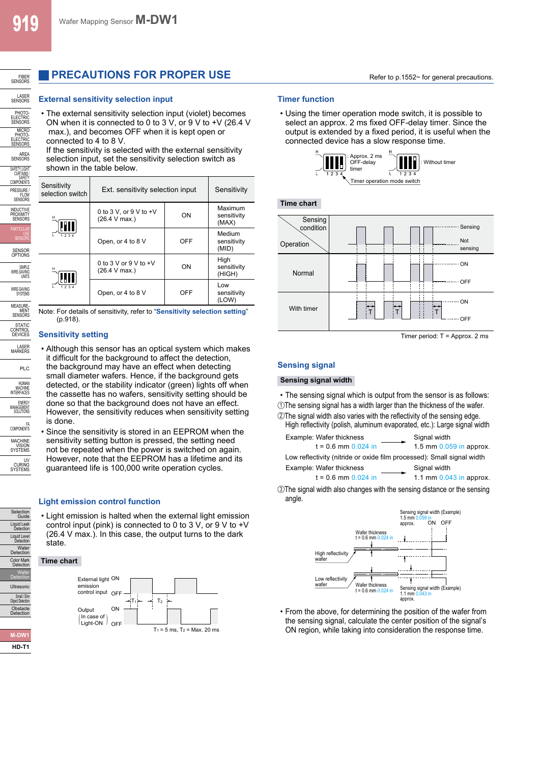## PRECAUTIONS FOR PROPER USE

Refer to p.1552~ for general precautions.

### External sensitivity selection input

- The external sensitivity selection input (violet) becomes ON when it is connected to 0 to 3 V, or 9 V to +V (26.4 V max.), and becomes OFF when it is kept open or connected to 4 to 8 V.
  If the sensitivity is selected with the external sensitivity selection input, set the sensitivity selection switch as shown in the table below.

| Sensitivity selection switch | Ext. sensitivity selection input | | Sensitivity |
|---|---|---|---|
| H / L, 1 2 3 4 | 0 to 3 V, or 9 V to +V (26.4 V max.) | ON | Maximum sensitivity (MAX) |
| | Open, or 4 to 8 V | OFF | Medium sensitivity (MID) |
| H / L, 1 2 3 4 | 0 to 3 V or 9 V to +V (26.4 V max.) | ON | High sensitivity (HIGH) |
| | Open, or 4 to 8 V | OFF | Low sensitivity (LOW) |

Note: For details of sensitivity, refer to "**Sensitivity selection setting**" (p.918).

### Sensitivity setting

- Although this sensor has an optical system which makes it difficult for the background to affect the detection, the background may have an effect when detecting small diameter wafers. Hence, if the background gets detected, or the stability indicator (green) lights off when the cassette has no wafers, sensitivity setting should be done so that the background does not have an effect. However, the sensitivity reduces when sensitivity setting is done.
- Since the sensitivity is stored in an EEPROM when the sensitivity setting button is pressed, the setting need not be repeated when the power is switched on again. However, note that the EEPROM has a lifetime and its guaranteed life is 100,000 write operation cycles.

### Light emission control function

- Light emission is halted when the external light emission control input (pink) is connected to 0 to 3 V, or 9 V to +V (26.4 V max.). In this case, the output turns to the dark state.

**Time chart**

External light emission control input: ON / OFF
Output (In case of Light-ON): ON / OFF
$T_1$, $T_2$
$T_1$ = 5 ms, $T_2$ = Max. 20 ms

### Timer function

- Using the timer operation mode switch, it is possible to select an approx. 2 ms fixed OFF-delay timer. Since the output is extended by a fixed period, it is useful when the connected device has a slow response time.

H / L, 1 2 3 4: Approx. 2 ms OFF-delay timer
H / L, 1 2 3 4: Without timer
Timer operation mode switch

**Time chart**

Sensing condition / Operation: Sensing / Not sensing
Normal: ON / OFF
With timer: ON / OFF (T)

Timer period: T = Approx. 2 ms

### Sensing signal

**Sensing signal width**

- The sensing signal which is output from the sensor is as follows:

① The sensing signal has a width larger than the thickness of the wafer.

② The signal width also varies with the reflectivity of the sensing edge.
High reflectivity (polish, aluminum evaporated, etc.): Large signal width

Example: Wafer thickness t = 0.6 mm 0.024 in → Signal width 1.5 mm 0.059 in approx.

Low reflectivity (nitride or oxide film processed): Small signal width

Example: Wafer thickness t = 0.6 mm 0.024 in → Signal width 1.1 mm 0.043 in approx.

③ The signal width also changes with the sensing distance or the sensing angle.

Sensing signal width (Example) 1.5 mm 0.059 in approx. ON OFF
Wafer thickness t = 0.6 mm 0.024 in
High reflectivity wafer
Low reflectivity wafer
Wafer thickness t = 0.6 mm 0.024 in
Sensing signal width (Example) 1.1 mm 0.043 in approx.

- From the above, for determining the position of the wafer from the sensing signal, calculate the center position of the signal's ON region, while taking into consideration the response time.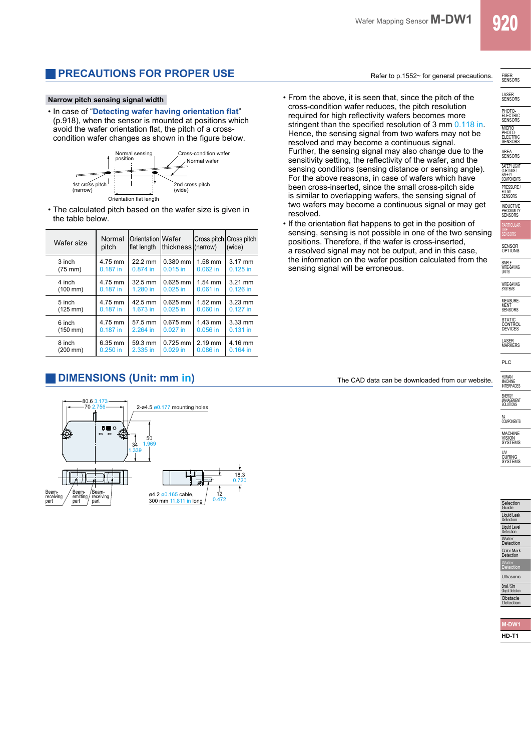## PRECAUTIONS FOR PROPER USE

Refer to p.1552~ for general precautions.

**Narrow pitch sensing signal width**

- In case of "**Detecting wafer having orientation flat**" (p.918), when the sensor is mounted at positions which avoid the wafer orientation flat, the pitch of a cross-condition wafer changes as shown in the figure below.

Normal sensing position
Cross-condition wafer
Normal wafer
1st cross pitch (narrow)
2nd cross pitch (wide)
Orientation flat length

- The calculated pitch based on the wafer size is given in the table below.

| Wafer size | Normal pitch | Orientation flat length | Wafer thickness | Cross pitch (narrow) | Cross pitch (wide) |
|---|---|---|---|---|---|
| 3 inch (75 mm) | 4.75 mm 0.187 in | 22.2 mm 0.874 in | 0.380 mm 0.015 in | 1.58 mm 0.062 in | 3.17 mm 0.125 in |
| 4 inch (100 mm) | 4.75 mm 0.187 in | 32.5 mm 1.280 in | 0.625 mm 0.025 in | 1.54 mm 0.061 in | 3.21 mm 0.126 in |
| 5 inch (125 mm) | 4.75 mm 0.187 in | 42.5 mm 1.673 in | 0.625 mm 0.025 in | 1.52 mm 0.060 in | 3.23 mm 0.127 in |
| 6 inch (150 mm) | 4.75 mm 0.187 in | 57.5 mm 2.264 in | 0.675 mm 0.027 in | 1.43 mm 0.056 in | 3.33 mm 0.131 in |
| 8 inch (200 mm) | 6.35 mm 0.250 in | 59.3 mm 2.335 in | 0.725 mm 0.029 in | 2.19 mm 0.086 in | 4.16 mm 0.164 in |

- From the above, it is seen that, since the pitch of the cross-condition wafer reduces, the pitch resolution required for high reflectivity wafers becomes more stringent than the specified resolution of 3 mm 0.118 in. Hence, the sensing signal from two wafers may not be resolved and may become a continuous signal. Further, the sensing signal may also change due to the sensitivity setting, the reflectivity of the wafer, and the sensing conditions (sensing distance or sensing angle). For the above reasons, in case of wafers which have been cross-inserted, since the small cross-pitch side is similar to overlapping wafers, the sensing signal of two wafers may become a continuous signal or may get resolved.
- If the orientation flat happens to get in the position of sensing, sensing is not possible in one of the two sensing positions. Therefore, if the wafer is cross-inserted, a resolved signal may not be output, and in this case, the information on the wafer position calculated from the sensing signal will be erroneous.

## DIMENSIONS (Unit: mm in)

The CAD data can be downloaded from our website.

80.6 3.173
70 2.756
2-ø4.5 ø0.177 mounting holes
50 1.969
34 1.339
18.3 0.720
12 0.472
Beam-receiving part
Beam-emitting part
Beam-receiving part
ø4.2 ø0.165 cable, 300 mm 11.811 in long